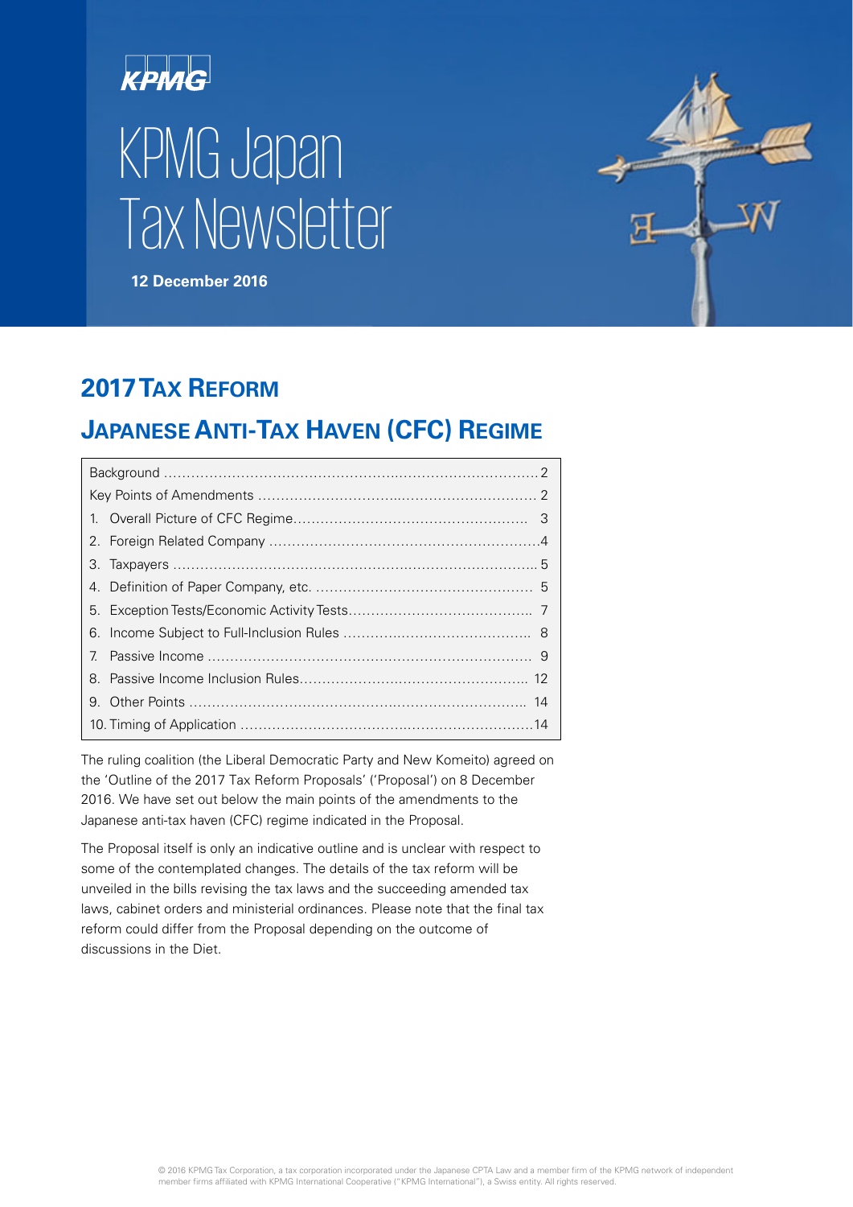KPMG

# KPMG Japan Tax Newsletter

**12 December 2016**

## 2017 Tax Reform

## Japanese Anti-Tax Haven (CFC) Regime

| Contents | Page |
| --- | --- |
| Background | 2 |
| Key Points of Amendments | 2 |
| 1. Overall Picture of CFC Regime | 3 |
| 2. Foreign Related Company | 4 |
| 3. Taxpayers | 5 |
| 4. Definition of Paper Company, etc. | 5 |
| 5. Exception Tests/Economic Activity Tests | 7 |
| 6. Income Subject to Full-Inclusion Rules | 8 |
| 7. Passive Income | 9 |
| 8. Passive Income Inclusion Rules | 12 |
| 9. Other Points | 14 |
| 10. Timing of Application | 14 |

The ruling coalition (the Liberal Democratic Party and New Komeito) agreed on the 'Outline of the 2017 Tax Reform Proposals' ('Proposal') on 8 December 2016. We have set out below the main points of the amendments to the Japanese anti-tax haven (CFC) regime indicated in the Proposal.

The Proposal itself is only an indicative outline and is unclear with respect to some of the contemplated changes. The details of the tax reform will be unveiled in the bills revising the tax laws and the succeeding amended tax laws, cabinet orders and ministerial ordinances. Please note that the final tax reform could differ from the Proposal depending on the outcome of discussions in the Diet.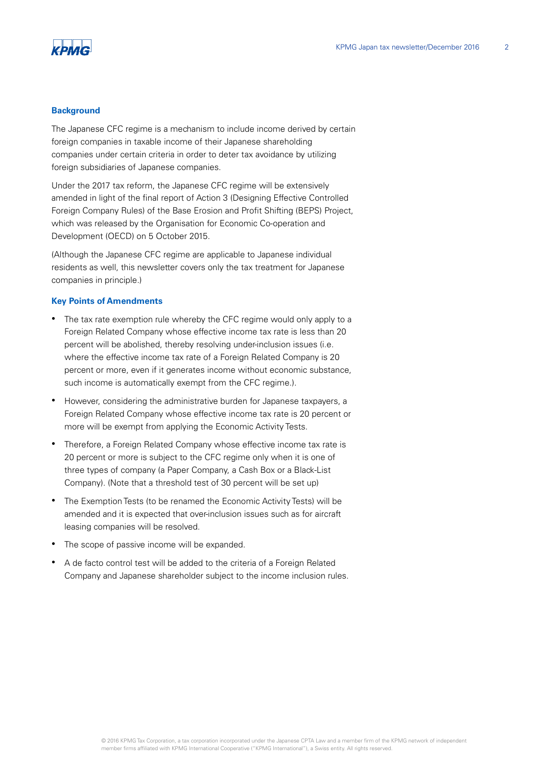## Background

The Japanese CFC regime is a mechanism to include income derived by certain foreign companies in taxable income of their Japanese shareholding companies under certain criteria in order to deter tax avoidance by utilizing foreign subsidiaries of Japanese companies.

Under the 2017 tax reform, the Japanese CFC regime will be extensively amended in light of the final report of Action 3 (Designing Effective Controlled Foreign Company Rules) of the Base Erosion and Profit Shifting (BEPS) Project, which was released by the Organisation for Economic Co-operation and Development (OECD) on 5 October 2015.

(Although the Japanese CFC regime are applicable to Japanese individual residents as well, this newsletter covers only the tax treatment for Japanese companies in principle.)

## Key Points of Amendments

- The tax rate exemption rule whereby the CFC regime would only apply to a Foreign Related Company whose effective income tax rate is less than 20 percent will be abolished, thereby resolving under-inclusion issues (i.e. where the effective income tax rate of a Foreign Related Company is 20 percent or more, even if it generates income without economic substance, such income is automatically exempt from the CFC regime.).
- However, considering the administrative burden for Japanese taxpayers, a Foreign Related Company whose effective income tax rate is 20 percent or more will be exempt from applying the Economic Activity Tests.
- Therefore, a Foreign Related Company whose effective income tax rate is 20 percent or more is subject to the CFC regime only when it is one of three types of company (a Paper Company, a Cash Box or a Black-List Company). (Note that a threshold test of 30 percent will be set up)
- The Exemption Tests (to be renamed the Economic Activity Tests) will be amended and it is expected that over-inclusion issues such as for aircraft leasing companies will be resolved.
- The scope of passive income will be expanded.
- A de facto control test will be added to the criteria of a Foreign Related Company and Japanese shareholder subject to the income inclusion rules.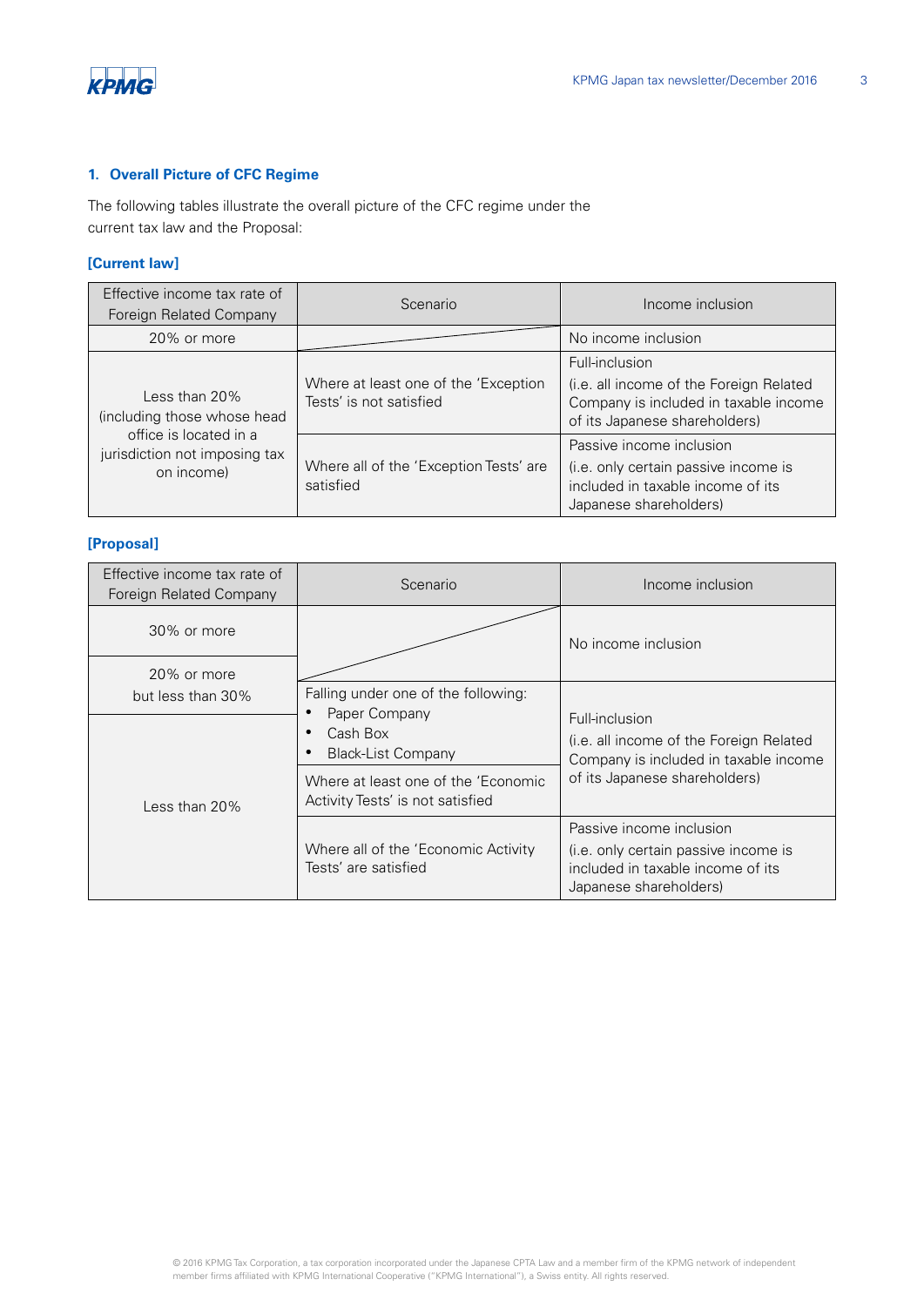### 1. Overall Picture of CFC Regime

The following tables illustrate the overall picture of the CFC regime under the current tax law and the Proposal:

**[Current law]**

| Effective income tax rate of Foreign Related Company | Scenario | Income inclusion |
|---|---|---|
| 20% or more | | No income inclusion |
| Less than 20% (including those whose head office is located in a jurisdiction not imposing tax on income) | Where at least one of the 'Exception Tests' is not satisfied | Full-inclusion (i.e. all income of the Foreign Related Company is included in taxable income of its Japanese shareholders) |
| | Where all of the 'Exception Tests' are satisfied | Passive income inclusion (i.e. only certain passive income is included in taxable income of its Japanese shareholders) |

**[Proposal]**

| Effective income tax rate of Foreign Related Company | Scenario | Income inclusion |
|---|---|---|
| 30% or more | | No income inclusion |
| 20% or more but less than 30% | | No income inclusion |
| 20% or more but less than 30% | Falling under one of the following: <br>• Paper Company <br>• Cash Box <br>• Black-List Company | Full-inclusion (i.e. all income of the Foreign Related Company is included in taxable income of its Japanese shareholders) |
| Less than 20% | Falling under one of the following: <br>• Paper Company <br>• Cash Box <br>• Black-List Company | Full-inclusion (i.e. all income of the Foreign Related Company is included in taxable income of its Japanese shareholders) |
| Less than 20% | Where at least one of the 'Economic Activity Tests' is not satisfied | Full-inclusion (i.e. all income of the Foreign Related Company is included in taxable income of its Japanese shareholders) |
| Less than 20% | Where all of the 'Economic Activity Tests' are satisfied | Passive income inclusion (i.e. only certain passive income is included in taxable income of its Japanese shareholders) |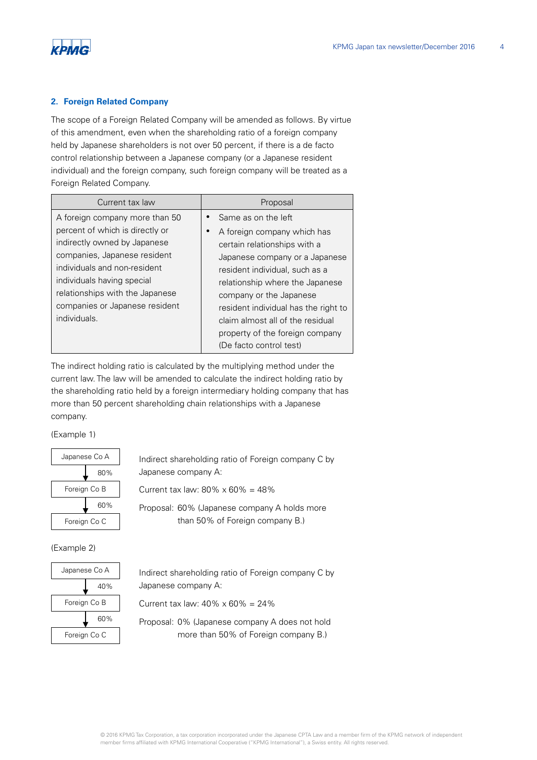## 2. Foreign Related Company

The scope of a Foreign Related Company will be amended as follows. By virtue of this amendment, even when the shareholding ratio of a foreign company held by Japanese shareholders is not over 50 percent, if there is a de facto control relationship between a Japanese company (or a Japanese resident individual) and the foreign company, such foreign company will be treated as a Foreign Related Company.

| Current tax law | Proposal |
|---|---|
| A foreign company more than 50 percent of which is directly or indirectly owned by Japanese companies, Japanese resident individuals and non-resident individuals having special relationships with the Japanese companies or Japanese resident individuals. | • Same as on the left<br>• A foreign company which has certain relationships with a Japanese company or a Japanese resident individual, such as a relationship where the Japanese company or the Japanese resident individual has the right to claim almost all of the residual property of the foreign company (De facto control test) |

The indirect holding ratio is calculated by the multiplying method under the current law. The law will be amended to calculate the indirect holding ratio by the shareholding ratio held by a foreign intermediary holding company that has more than 50 percent shareholding chain relationships with a Japanese company.

(Example 1)

Japanese Co A → 80% → Foreign Co B → 60% → Foreign Co C

Indirect shareholding ratio of Foreign company C by Japanese company A:

Current tax law: 80% x 60% = 48%

Proposal: 60% (Japanese company A holds more than 50% of Foreign company B.)

(Example 2)

Japanese Co A → 40% → Foreign Co B → 60% → Foreign Co C

Indirect shareholding ratio of Foreign company C by Japanese company A:

Current tax law: 40% x 60% = 24%

Proposal: 0% (Japanese company A does not hold more than 50% of Foreign company B.)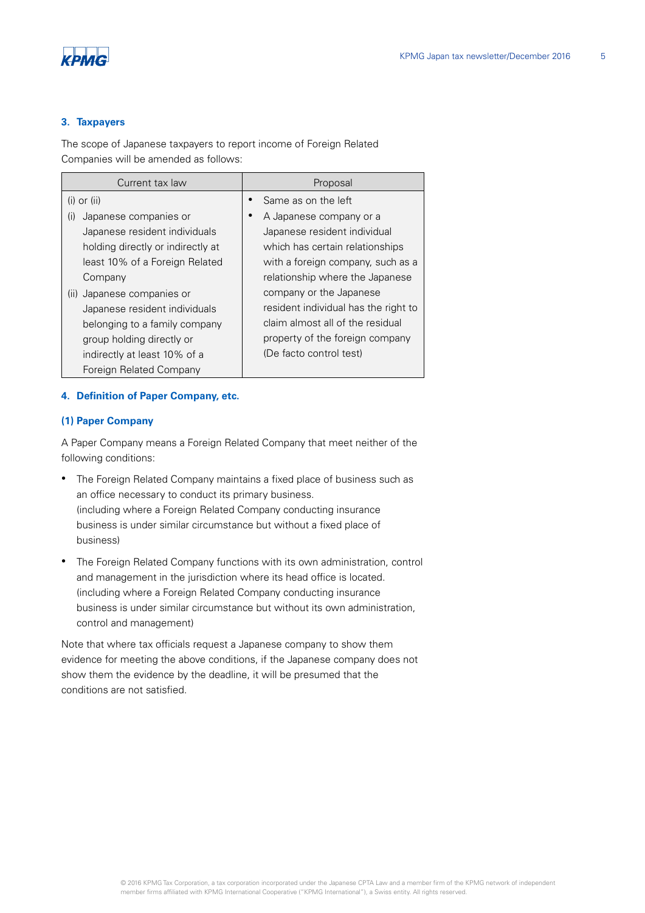### 3. Taxpayers

The scope of Japanese taxpayers to report income of Foreign Related Companies will be amended as follows:

| Current tax law | Proposal |
|---|---|
| (i) or (ii)<br>(i) Japanese companies or Japanese resident individuals holding directly or indirectly at least 10% of a Foreign Related Company<br>(ii) Japanese companies or Japanese resident individuals belonging to a family company group holding directly or indirectly at least 10% of a Foreign Related Company | • Same as on the left<br>• A Japanese company or a Japanese resident individual which has certain relationships with a foreign company, such as a relationship where the Japanese company or the Japanese resident individual has the right to claim almost all of the residual property of the foreign company (De facto control test) |

### 4. Definition of Paper Company, etc.

#### (1) Paper Company

A Paper Company means a Foreign Related Company that meet neither of the following conditions:

- The Foreign Related Company maintains a fixed place of business such as an office necessary to conduct its primary business.
  (including where a Foreign Related Company conducting insurance business is under similar circumstance but without a fixed place of business)
- The Foreign Related Company functions with its own administration, control and management in the jurisdiction where its head office is located.
  (including where a Foreign Related Company conducting insurance business is under similar circumstance but without its own administration, control and management)

Note that where tax officials request a Japanese company to show them evidence for meeting the above conditions, if the Japanese company does not show them the evidence by the deadline, it will be presumed that the conditions are not satisfied.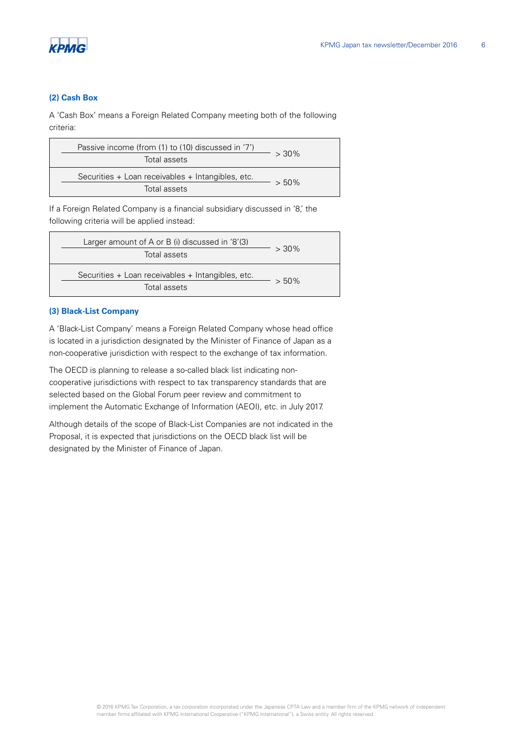### (2) Cash Box

A 'Cash Box' means a Foreign Related Company meeting both of the following criteria:

$$\frac{\text{Passive income (from (1) to (10) discussed in '7')}}{\text{Total assets}} > 30\%$$

$$\frac{\text{Securities + Loan receivables + Intangibles, etc.}}{\text{Total assets}} > 50\%$$

If a Foreign Related Company is a financial subsidiary discussed in '8,' the following criteria will be applied instead:

$$\frac{\text{Larger amount of A or B (i) discussed in '8'(3)}}{\text{Total assets}} > 30\%$$

$$\frac{\text{Securities + Loan receivables + Intangibles, etc.}}{\text{Total assets}} > 50\%$$

### (3) Black-List Company

A 'Black-List Company' means a Foreign Related Company whose head office is located in a jurisdiction designated by the Minister of Finance of Japan as a non-cooperative jurisdiction with respect to the exchange of tax information.

The OECD is planning to release a so-called black list indicating non-cooperative jurisdictions with respect to tax transparency standards that are selected based on the Global Forum peer review and commitment to implement the Automatic Exchange of Information (AEOI), etc. in July 2017.

Although details of the scope of Black-List Companies are not indicated in the Proposal, it is expected that jurisdictions on the OECD black list will be designated by the Minister of Finance of Japan.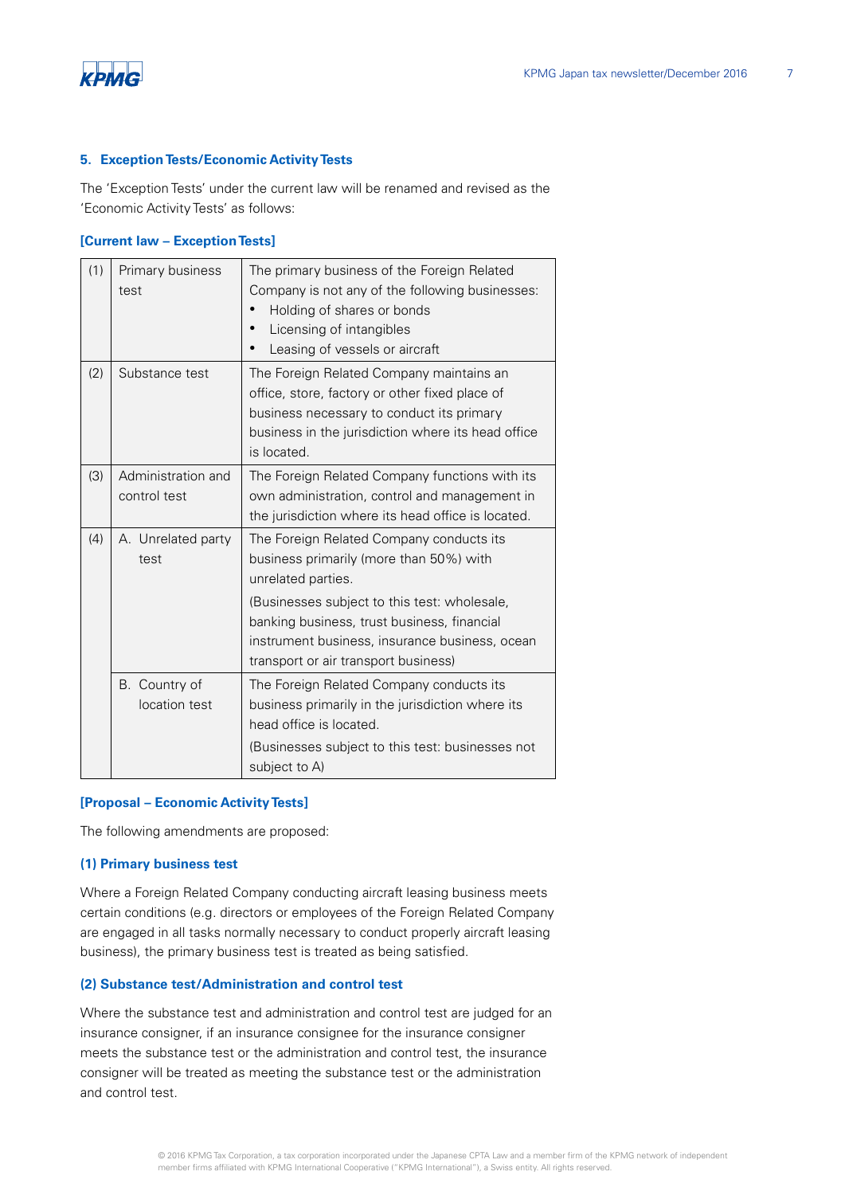### 5. Exception Tests/Economic Activity Tests

The 'Exception Tests' under the current law will be renamed and revised as the 'Economic Activity Tests' as follows:

#### [Current law – Exception Tests]

| | | |
|---|---|---|
| (1) | Primary business test | The primary business of the Foreign Related Company is not any of the following businesses:<br>• Holding of shares or bonds<br>• Licensing of intangibles<br>• Leasing of vessels or aircraft |
| (2) | Substance test | The Foreign Related Company maintains an office, store, factory or other fixed place of business necessary to conduct its primary business in the jurisdiction where its head office is located. |
| (3) | Administration and control test | The Foreign Related Company functions with its own administration, control and management in the jurisdiction where its head office is located. |
| (4) | A. Unrelated party test | The Foreign Related Company conducts its business primarily (more than 50%) with unrelated parties.<br>(Businesses subject to this test: wholesale, banking business, trust business, financial instrument business, insurance business, ocean transport or air transport business) |
| | B. Country of location test | The Foreign Related Company conducts its business primarily in the jurisdiction where its head office is located.<br>(Businesses subject to this test: businesses not subject to A) |

#### [Proposal – Economic Activity Tests]

The following amendments are proposed:

#### (1) Primary business test

Where a Foreign Related Company conducting aircraft leasing business meets certain conditions (e.g. directors or employees of the Foreign Related Company are engaged in all tasks normally necessary to conduct properly aircraft leasing business), the primary business test is treated as being satisfied.

#### (2) Substance test/Administration and control test

Where the substance test and administration and control test are judged for an insurance consigner, if an insurance consignee for the insurance consigner meets the substance test or the administration and control test, the insurance consigner will be treated as meeting the substance test or the administration and control test.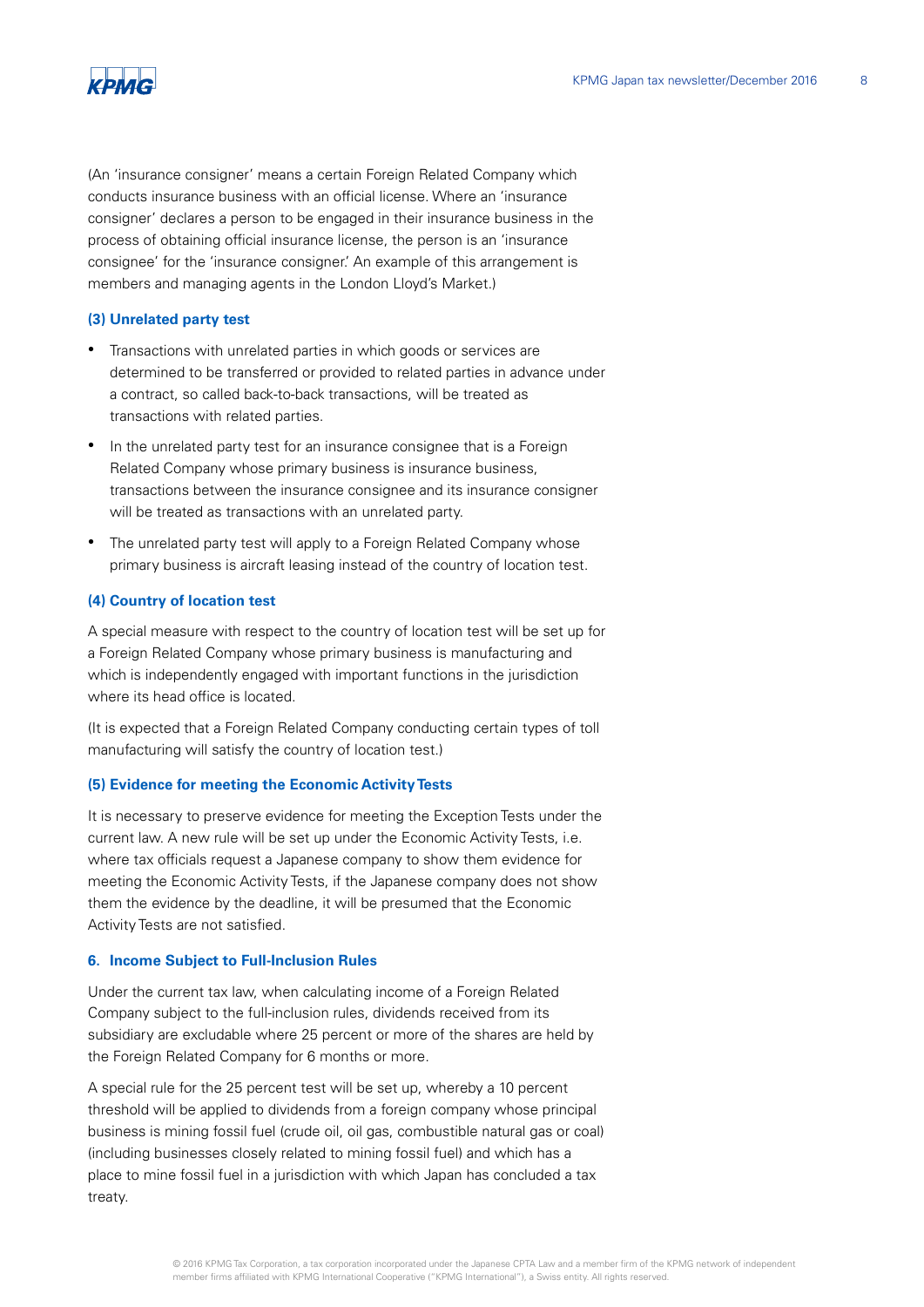(An 'insurance consigner' means a certain Foreign Related Company which conducts insurance business with an official license. Where an 'insurance consigner' declares a person to be engaged in their insurance business in the process of obtaining official insurance license, the person is an 'insurance consignee' for the 'insurance consigner.' An example of this arrangement is members and managing agents in the London Lloyd's Market.)

#### (3) Unrelated party test

- Transactions with unrelated parties in which goods or services are determined to be transferred or provided to related parties in advance under a contract, so called back-to-back transactions, will be treated as transactions with related parties.
- In the unrelated party test for an insurance consignee that is a Foreign Related Company whose primary business is insurance business, transactions between the insurance consignee and its insurance consigner will be treated as transactions with an unrelated party.
- The unrelated party test will apply to a Foreign Related Company whose primary business is aircraft leasing instead of the country of location test.

#### (4) Country of location test

A special measure with respect to the country of location test will be set up for a Foreign Related Company whose primary business is manufacturing and which is independently engaged with important functions in the jurisdiction where its head office is located.

(It is expected that a Foreign Related Company conducting certain types of toll manufacturing will satisfy the country of location test.)

#### (5) Evidence for meeting the Economic Activity Tests

It is necessary to preserve evidence for meeting the Exception Tests under the current law. A new rule will be set up under the Economic Activity Tests, i.e. where tax officials request a Japanese company to show them evidence for meeting the Economic Activity Tests, if the Japanese company does not show them the evidence by the deadline, it will be presumed that the Economic Activity Tests are not satisfied.

### 6. Income Subject to Full-Inclusion Rules

Under the current tax law, when calculating income of a Foreign Related Company subject to the full-inclusion rules, dividends received from its subsidiary are excludable where 25 percent or more of the shares are held by the Foreign Related Company for 6 months or more.

A special rule for the 25 percent test will be set up, whereby a 10 percent threshold will be applied to dividends from a foreign company whose principal business is mining fossil fuel (crude oil, oil gas, combustible natural gas or coal) (including businesses closely related to mining fossil fuel) and which has a place to mine fossil fuel in a jurisdiction with which Japan has concluded a tax treaty.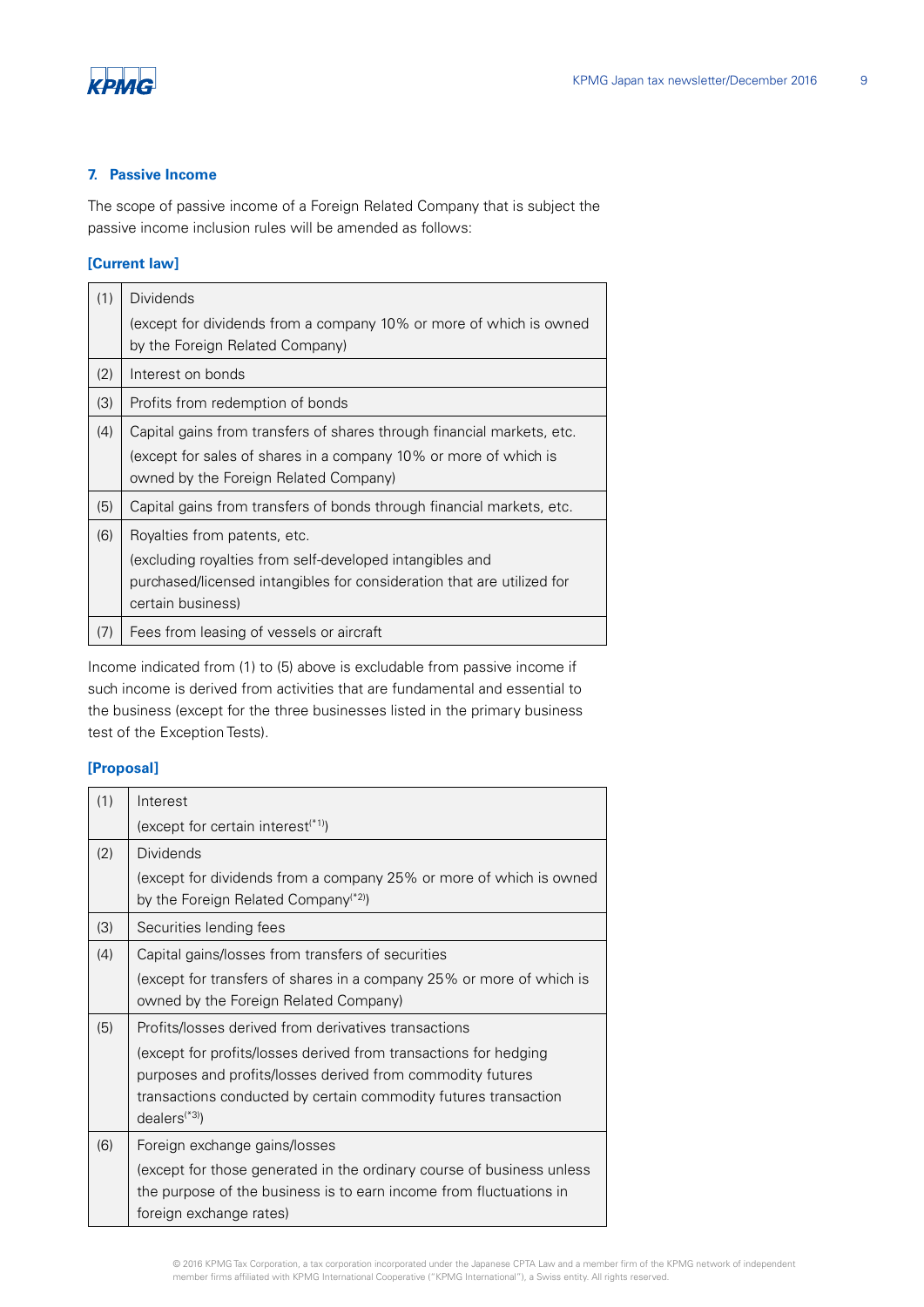### 7. Passive Income

The scope of passive income of a Foreign Related Company that is subject the passive income inclusion rules will be amended as follows:

**[Current law]**

| | |
|---|---|
| (1) | Dividends<br>(except for dividends from a company 10% or more of which is owned by the Foreign Related Company) |
| (2) | Interest on bonds |
| (3) | Profits from redemption of bonds |
| (4) | Capital gains from transfers of shares through financial markets, etc.<br>(except for sales of shares in a company 10% or more of which is owned by the Foreign Related Company) |
| (5) | Capital gains from transfers of bonds through financial markets, etc. |
| (6) | Royalties from patents, etc.<br>(excluding royalties from self-developed intangibles and purchased/licensed intangibles for consideration that are utilized for certain business) |
| (7) | Fees from leasing of vessels or aircraft |

Income indicated from (1) to (5) above is excludable from passive income if such income is derived from activities that are fundamental and essential to the business (except for the three businesses listed in the primary business test of the Exception Tests).

**[Proposal]**

| | |
|---|---|
| (1) | Interest<br>(except for certain interest(*1)) |
| (2) | Dividends<br>(except for dividends from a company 25% or more of which is owned by the Foreign Related Company(*2)) |
| (3) | Securities lending fees |
| (4) | Capital gains/losses from transfers of securities<br>(except for transfers of shares in a company 25% or more of which is owned by the Foreign Related Company) |
| (5) | Profits/losses derived from derivatives transactions<br>(except for profits/losses derived from transactions for hedging purposes and profits/losses derived from commodity futures transactions conducted by certain commodity futures transaction dealers(*3)) |
| (6) | Foreign exchange gains/losses<br>(except for those generated in the ordinary course of business unless the purpose of the business is to earn income from fluctuations in foreign exchange rates) |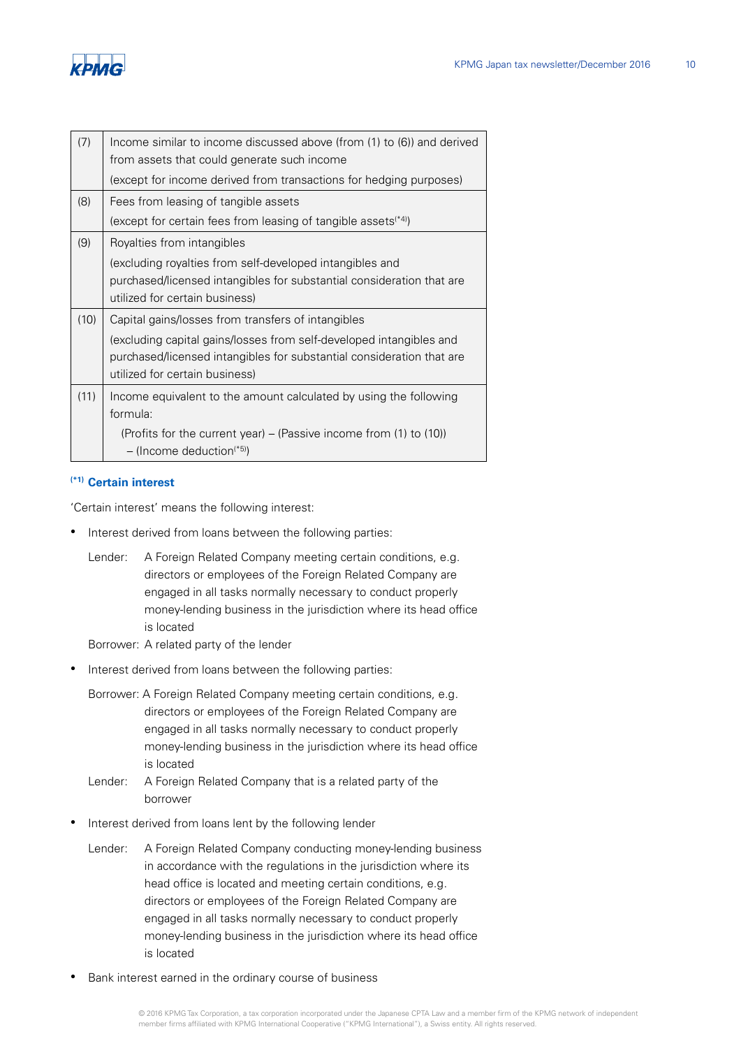| | |
|---|---|
| (7) | Income similar to income discussed above (from (1) to (6)) and derived from assets that could generate such income<br>(except for income derived from transactions for hedging purposes) |
| (8) | Fees from leasing of tangible assets<br>(except for certain fees from leasing of tangible assets[*4]) |
| (9) | Royalties from intangibles<br>(excluding royalties from self-developed intangibles and purchased/licensed intangibles for substantial consideration that are utilized for certain business) |
| (10) | Capital gains/losses from transfers of intangibles<br>(excluding capital gains/losses from self-developed intangibles and purchased/licensed intangibles for substantial consideration that are utilized for certain business) |
| (11) | Income equivalent to the amount calculated by using the following formula:<br>(Profits for the current year) – (Passive income from (1) to (10)) – (Income deduction[*5]) |

#### [*1] Certain interest

'Certain interest' means the following interest:

- Interest derived from loans between the following parties:

  Lender: A Foreign Related Company meeting certain conditions, e.g. directors or employees of the Foreign Related Company are engaged in all tasks normally necessary to conduct properly money-lending business in the jurisdiction where its head office is located

  Borrower: A related party of the lender

- Interest derived from loans between the following parties:

  Borrower: A Foreign Related Company meeting certain conditions, e.g. directors or employees of the Foreign Related Company are engaged in all tasks normally necessary to conduct properly money-lending business in the jurisdiction where its head office is located

  Lender: A Foreign Related Company that is a related party of the borrower

- Interest derived from loans lent by the following lender

  Lender: A Foreign Related Company conducting money-lending business in accordance with the regulations in the jurisdiction where its head office is located and meeting certain conditions, e.g. directors or employees of the Foreign Related Company are engaged in all tasks normally necessary to conduct properly money-lending business in the jurisdiction where its head office is located

- Bank interest earned in the ordinary course of business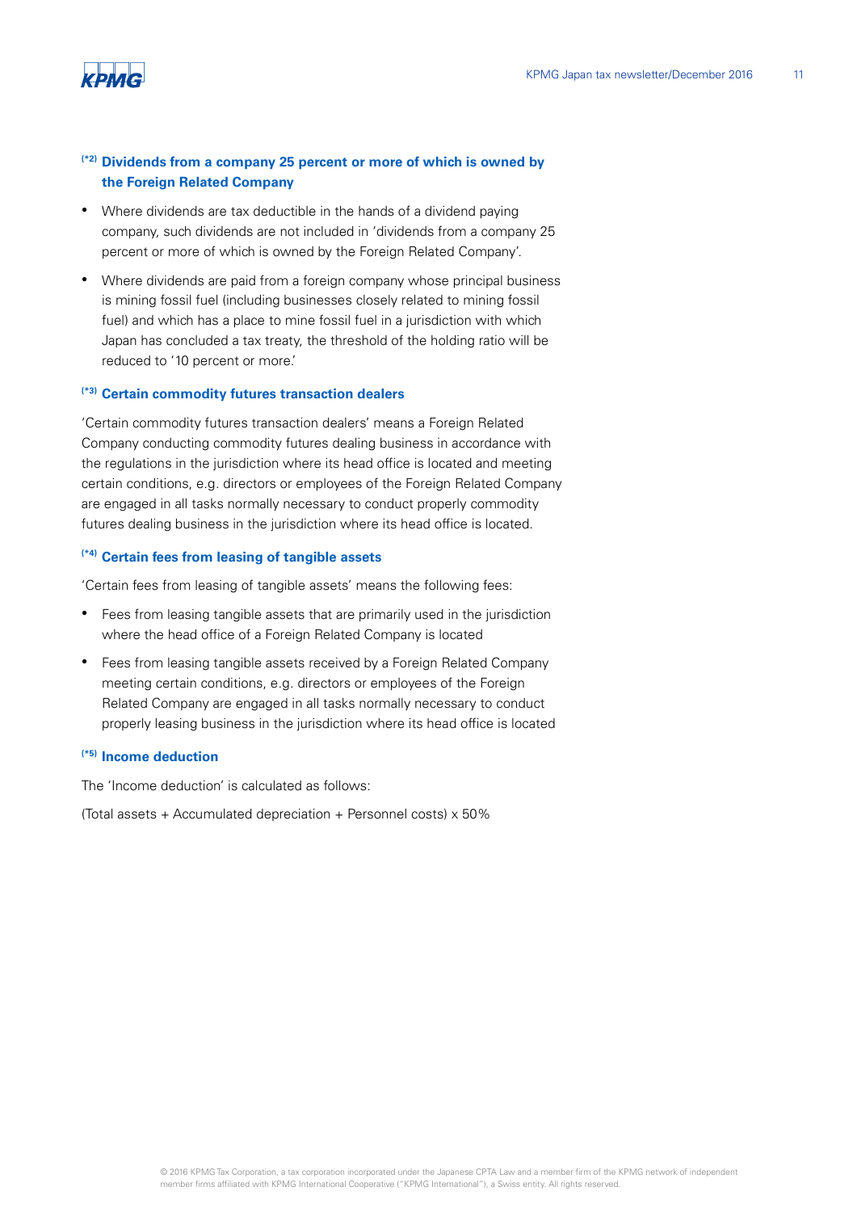### (*2) Dividends from a company 25 percent or more of which is owned by the Foreign Related Company

- Where dividends are tax deductible in the hands of a dividend paying company, such dividends are not included in 'dividends from a company 25 percent or more of which is owned by the Foreign Related Company'.
- Where dividends are paid from a foreign company whose principal business is mining fossil fuel (including businesses closely related to mining fossil fuel) and which has a place to mine fossil fuel in a jurisdiction with which Japan has concluded a tax treaty, the threshold of the holding ratio will be reduced to '10 percent or more.'

### (*3) Certain commodity futures transaction dealers

'Certain commodity futures transaction dealers' means a Foreign Related Company conducting commodity futures dealing business in accordance with the regulations in the jurisdiction where its head office is located and meeting certain conditions, e.g. directors or employees of the Foreign Related Company are engaged in all tasks normally necessary to conduct properly commodity futures dealing business in the jurisdiction where its head office is located.

### (*4) Certain fees from leasing of tangible assets

'Certain fees from leasing of tangible assets' means the following fees:

- Fees from leasing tangible assets that are primarily used in the jurisdiction where the head office of a Foreign Related Company is located
- Fees from leasing tangible assets received by a Foreign Related Company meeting certain conditions, e.g. directors or employees of the Foreign Related Company are engaged in all tasks normally necessary to conduct properly leasing business in the jurisdiction where its head office is located

### (*5) Income deduction

The 'Income deduction' is calculated as follows:

(Total assets + Accumulated depreciation + Personnel costs) x 50%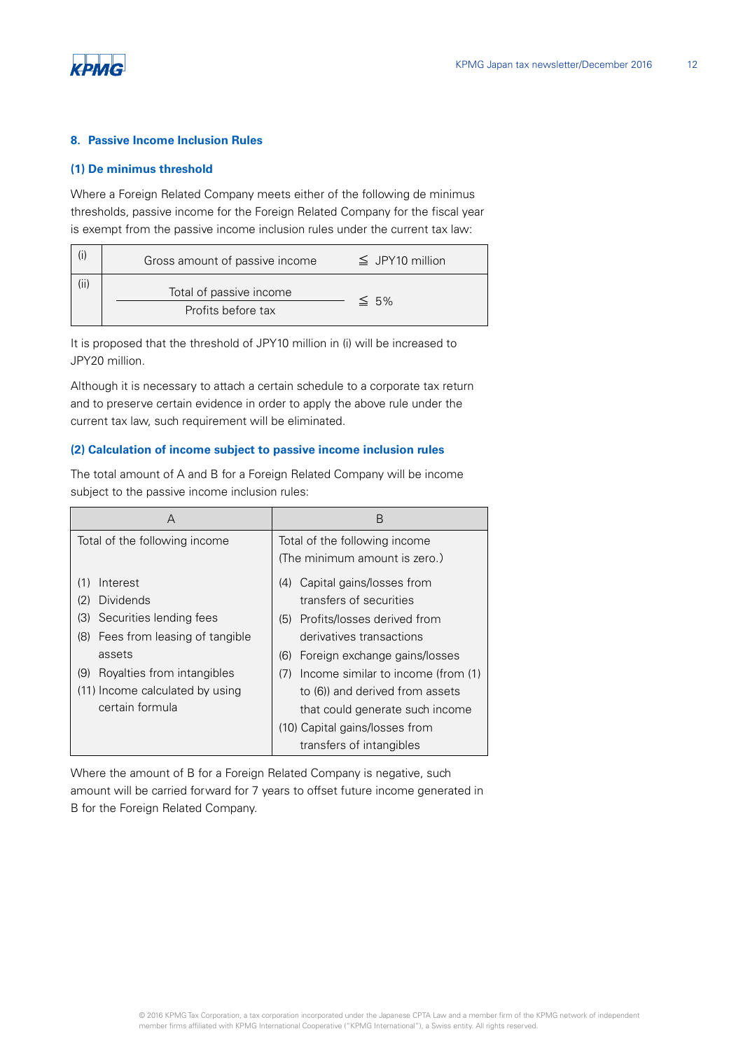## 8. Passive Income Inclusion Rules

### (1) De minimus threshold

Where a Foreign Related Company meets either of the following de minimus thresholds, passive income for the Foreign Related Company for the fiscal year is exempt from the passive income inclusion rules under the current tax law:

| | | |
|---|---|---|
| (i) | Gross amount of passive income | ≦ JPY10 million |
| (ii) | $\frac{\text{Total of passive income}}{\text{Profits before tax}}$ | ≦ 5% |

It is proposed that the threshold of JPY10 million in (i) will be increased to JPY20 million.

Although it is necessary to attach a certain schedule to a corporate tax return and to preserve certain evidence in order to apply the above rule under the current tax law, such requirement will be eliminated.

### (2) Calculation of income subject to passive income inclusion rules

The total amount of A and B for a Foreign Related Company will be income subject to the passive income inclusion rules:

| A | B |
|---|---|
| Total of the following income | Total of the following income (The minimum amount is zero.) |
| (1) Interest<br>(2) Dividends<br>(3) Securities lending fees<br>(8) Fees from leasing of tangible assets<br>(9) Royalties from intangibles<br>(11) Income calculated by using certain formula | (4) Capital gains/losses from transfers of securities<br>(5) Profits/losses derived from derivatives transactions<br>(6) Foreign exchange gains/losses<br>(7) Income similar to income (from (1) to (6)) and derived from assets that could generate such income<br>(10) Capital gains/losses from transfers of intangibles |

Where the amount of B for a Foreign Related Company is negative, such amount will be carried forward for 7 years to offset future income generated in B for the Foreign Related Company.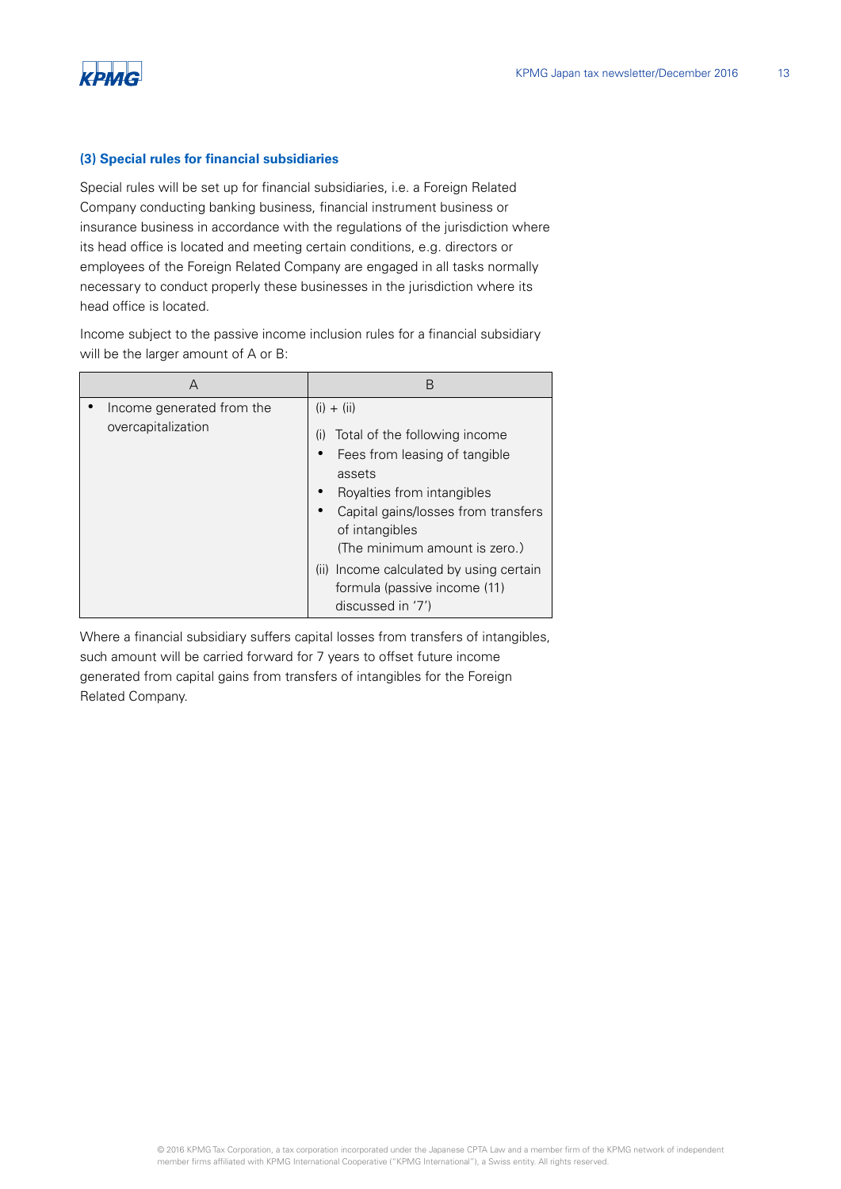### (3) Special rules for financial subsidiaries

Special rules will be set up for financial subsidiaries, i.e. a Foreign Related Company conducting banking business, financial instrument business or insurance business in accordance with the regulations of the jurisdiction where its head office is located and meeting certain conditions, e.g. directors or employees of the Foreign Related Company are engaged in all tasks normally necessary to conduct properly these businesses in the jurisdiction where its head office is located.

Income subject to the passive income inclusion rules for a financial subsidiary will be the larger amount of A or B:

| A | B |
|---|---|
| • Income generated from the overcapitalization | (i) + (ii)<br><br>(i) Total of the following income<br>• Fees from leasing of tangible assets<br>• Royalties from intangibles<br>• Capital gains/losses from transfers of intangibles<br>(The minimum amount is zero.)<br><br>(ii) Income calculated by using certain formula (passive income (11) discussed in '7') |

Where a financial subsidiary suffers capital losses from transfers of intangibles, such amount will be carried forward for 7 years to offset future income generated from capital gains from transfers of intangibles for the Foreign Related Company.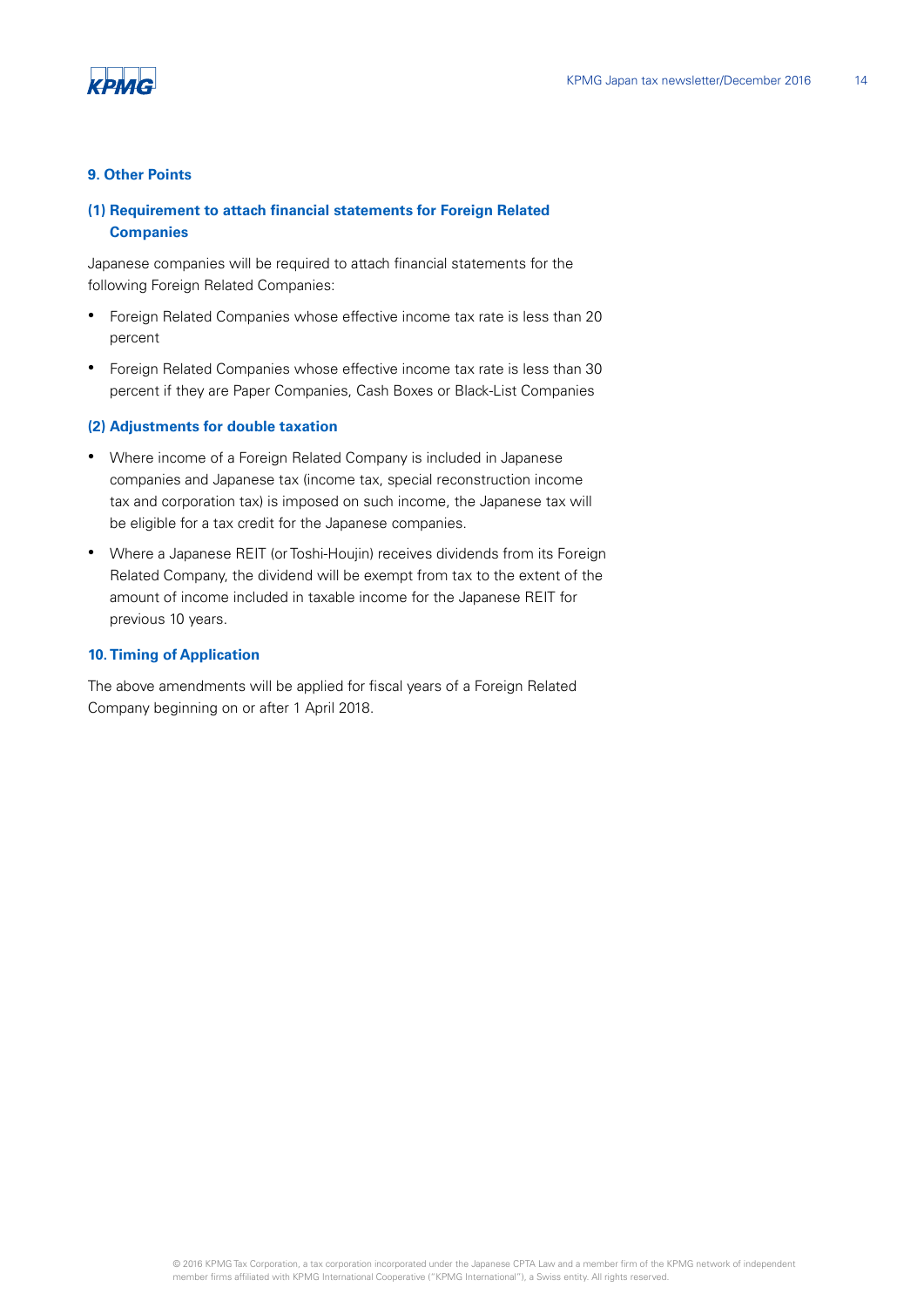## 9. Other Points

### (1) Requirement to attach financial statements for Foreign Related Companies

Japanese companies will be required to attach financial statements for the following Foreign Related Companies:

- Foreign Related Companies whose effective income tax rate is less than 20 percent
- Foreign Related Companies whose effective income tax rate is less than 30 percent if they are Paper Companies, Cash Boxes or Black-List Companies

### (2) Adjustments for double taxation

- Where income of a Foreign Related Company is included in Japanese companies and Japanese tax (income tax, special reconstruction income tax and corporation tax) is imposed on such income, the Japanese tax will be eligible for a tax credit for the Japanese companies.
- Where a Japanese REIT (or Toshi-Houjin) receives dividends from its Foreign Related Company, the dividend will be exempt from tax to the extent of the amount of income included in taxable income for the Japanese REIT for previous 10 years.

## 10. Timing of Application

The above amendments will be applied for fiscal years of a Foreign Related Company beginning on or after 1 April 2018.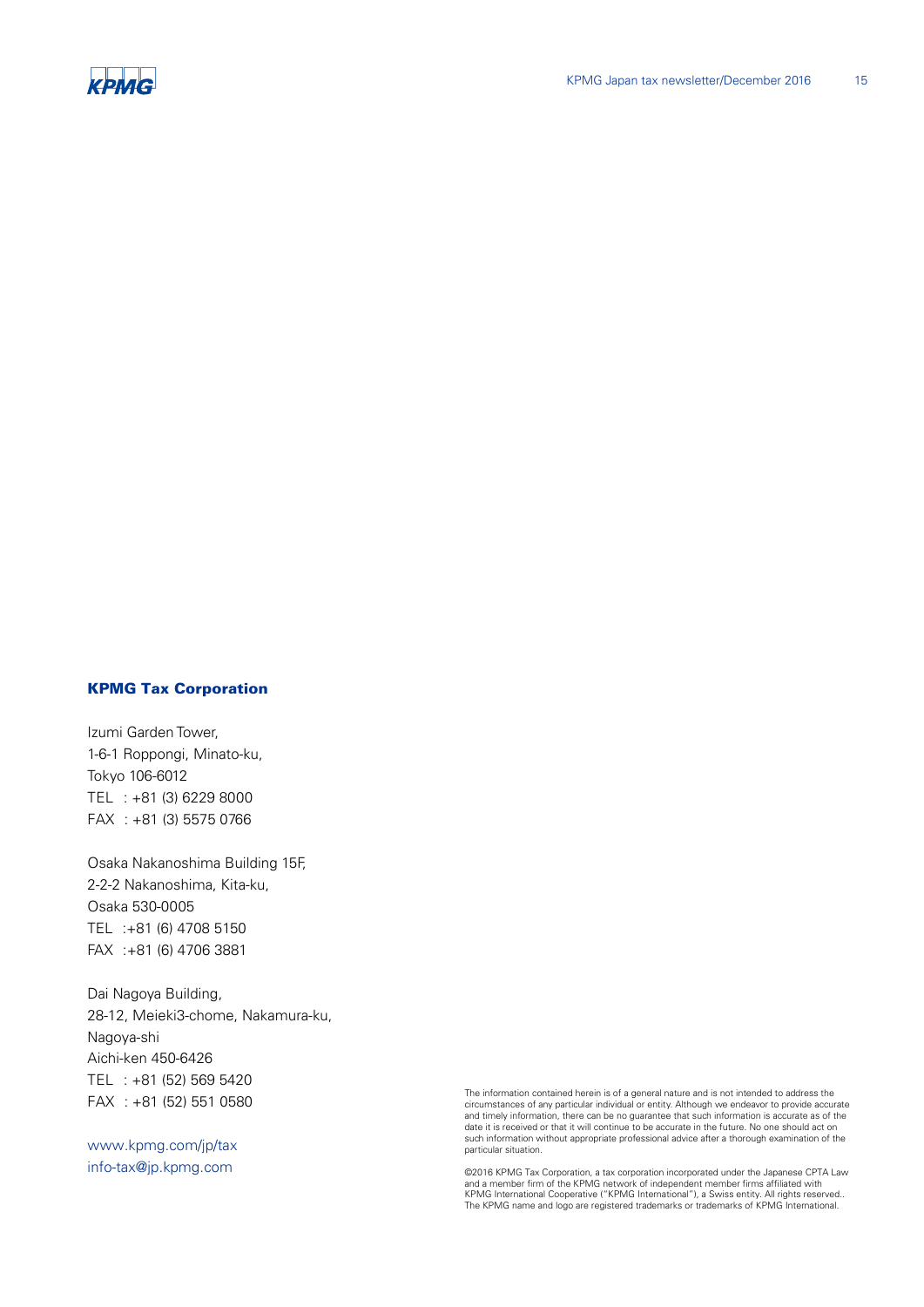**KPMG Tax Corporation**

Izumi Garden Tower,
1-6-1 Roppongi, Minato-ku,
Tokyo 106-6012
TEL : +81 (3) 6229 8000
FAX : +81 (3) 5575 0766

Osaka Nakanoshima Building 15F,
2-2-2 Nakanoshima, Kita-ku,
Osaka 530-0005
TEL :+81 (6) 4708 5150
FAX :+81 (6) 4706 3881

Dai Nagoya Building,
28-12, Meieki3-chome, Nakamura-ku,
Nagoya-shi
Aichi-ken 450-6426
TEL : +81 (52) 569 5420
FAX : +81 (52) 551 0580

www.kpmg.com/jp/tax
info-tax@jp.kpmg.com

The information contained herein is of a general nature and is not intended to address the circumstances of any particular individual or entity. Although we endeavor to provide accurate and timely information, there can be no guarantee that such information is accurate as of the date it is received or that it will continue to be accurate in the future. No one should act on such information without appropriate professional advice after a thorough examination of the particular situation.

©2016 KPMG Tax Corporation, a tax corporation incorporated under the Japanese CPTA Law and a member firm of the KPMG network of independent member firms affiliated with KPMG International Cooperative ("KPMG International"), a Swiss entity. All rights reserved.. The KPMG name and logo are registered trademarks or trademarks of KPMG International.